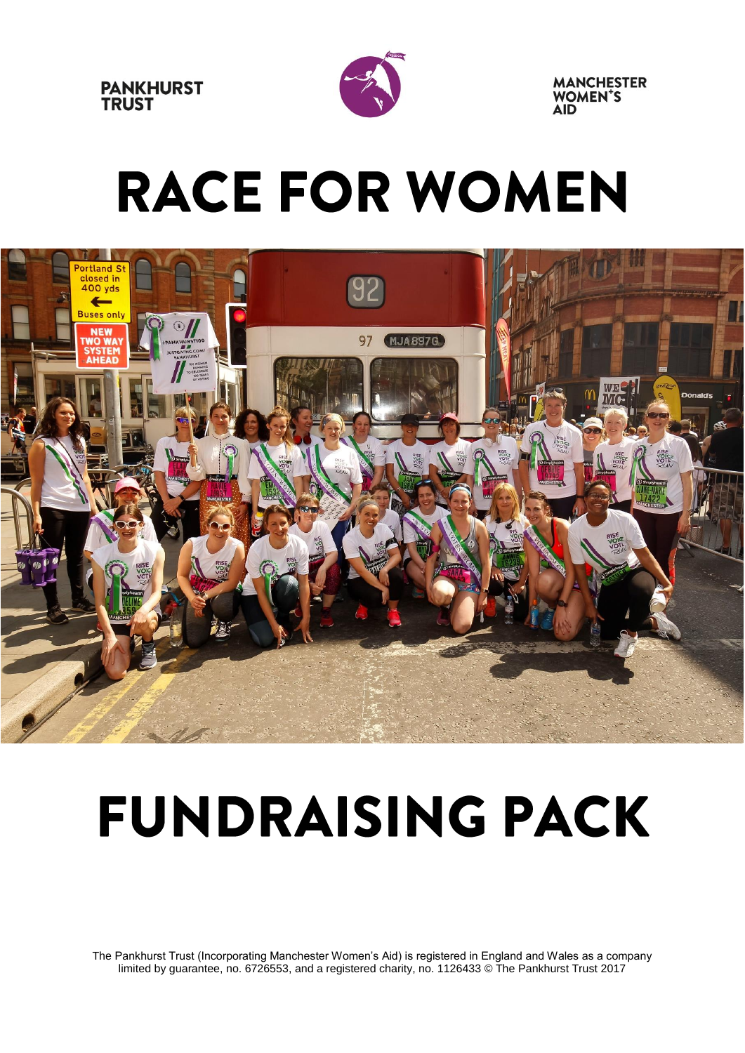PANKHURST TRUST

MANCHESTER WOMEN'S AID

# RACE FOR WOMEN

# FUNDRAISING PACK

The Pankhurst Trust (Incorporating Manchester Women's Aid) is registered in England and Wales as a company limited by guarantee, no. 6726553, and a registered charity, no. 1126433 © The Pankhurst Trust 2017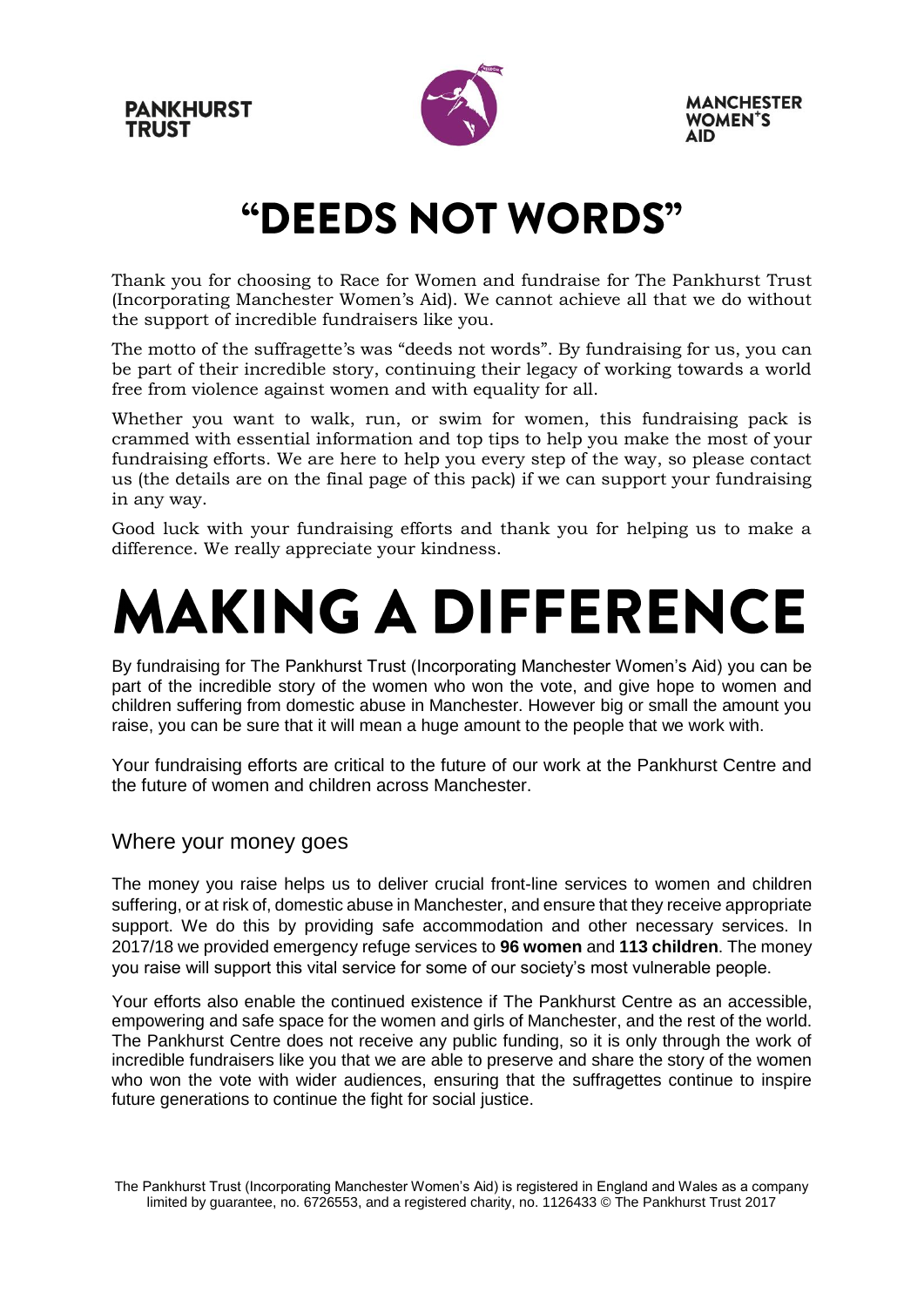**PANKHURST TRUST**

**MANCHESTER WOMEN'S AID**

# "DEEDS NOT WORDS"

Thank you for choosing to Race for Women and fundraise for The Pankhurst Trust (Incorporating Manchester Women's Aid). We cannot achieve all that we do without the support of incredible fundraisers like you.

The motto of the suffragette's was "deeds not words". By fundraising for us, you can be part of their incredible story, continuing their legacy of working towards a world free from violence against women and with equality for all.

Whether you want to walk, run, or swim for women, this fundraising pack is crammed with essential information and top tips to help you make the most of your fundraising efforts. We are here to help you every step of the way, so please contact us (the details are on the final page of this pack) if we can support your fundraising in any way.

Good luck with your fundraising efforts and thank you for helping us to make a difference. We really appreciate your kindness.

# MAKING A DIFFERENCE

By fundraising for The Pankhurst Trust (Incorporating Manchester Women's Aid) you can be part of the incredible story of the women who won the vote, and give hope to women and children suffering from domestic abuse in Manchester. However big or small the amount you raise, you can be sure that it will mean a huge amount to the people that we work with.

Your fundraising efforts are critical to the future of our work at the Pankhurst Centre and the future of women and children across Manchester.

## Where your money goes

The money you raise helps us to deliver crucial front-line services to women and children suffering, or at risk of, domestic abuse in Manchester, and ensure that they receive appropriate support. We do this by providing safe accommodation and other necessary services. In 2017/18 we provided emergency refuge services to **96 women** and **113 children**. The money you raise will support this vital service for some of our society's most vulnerable people.

Your efforts also enable the continued existence if The Pankhurst Centre as an accessible, empowering and safe space for the women and girls of Manchester, and the rest of the world. The Pankhurst Centre does not receive any public funding, so it is only through the work of incredible fundraisers like you that we are able to preserve and share the story of the women who won the vote with wider audiences, ensuring that the suffragettes continue to inspire future generations to continue the fight for social justice.

The Pankhurst Trust (Incorporating Manchester Women's Aid) is registered in England and Wales as a company limited by guarantee, no. 6726553, and a registered charity, no. 1126433 © The Pankhurst Trust 2017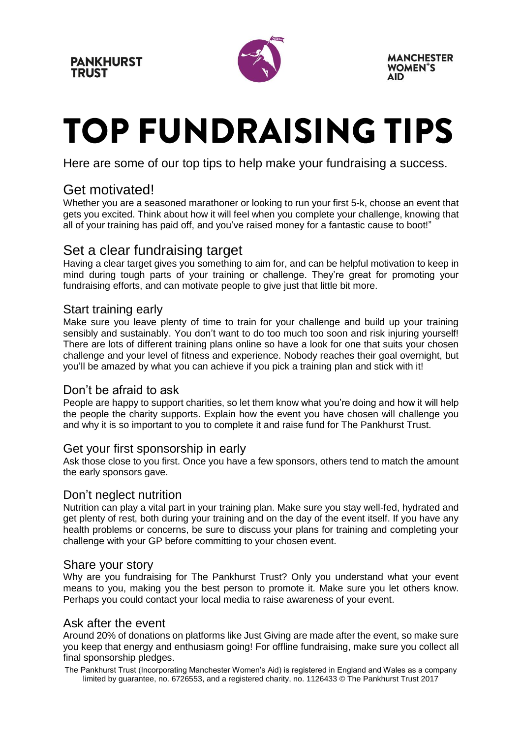PANKHURST TRUST

MANCHESTER WOMEN'S AID

# TOP FUNDRAISING TIPS

Here are some of our top tips to help make your fundraising a success.

## Get motivated!

Whether you are a seasoned marathoner or looking to run your first 5-k, choose an event that gets you excited. Think about how it will feel when you complete your challenge, knowing that all of your training has paid off, and you've raised money for a fantastic cause to boot!"

## Set a clear fundraising target

Having a clear target gives you something to aim for, and can be helpful motivation to keep in mind during tough parts of your training or challenge. They're great for promoting your fundraising efforts, and can motivate people to give just that little bit more.

### Start training early

Make sure you leave plenty of time to train for your challenge and build up your training sensibly and sustainably. You don't want to do too much too soon and risk injuring yourself! There are lots of different training plans online so have a look for one that suits your chosen challenge and your level of fitness and experience. Nobody reaches their goal overnight, but you'll be amazed by what you can achieve if you pick a training plan and stick with it!

### Don't be afraid to ask

People are happy to support charities, so let them know what you're doing and how it will help the people the charity supports. Explain how the event you have chosen will challenge you and why it is so important to you to complete it and raise fund for The Pankhurst Trust.

### Get your first sponsorship in early

Ask those close to you first. Once you have a few sponsors, others tend to match the amount the early sponsors gave.

### Don't neglect nutrition

Nutrition can play a vital part in your training plan. Make sure you stay well-fed, hydrated and get plenty of rest, both during your training and on the day of the event itself. If you have any health problems or concerns, be sure to discuss your plans for training and completing your challenge with your GP before committing to your chosen event.

### Share your story

Why are you fundraising for The Pankhurst Trust? Only you understand what your event means to you, making you the best person to promote it. Make sure you let others know. Perhaps you could contact your local media to raise awareness of your event.

### Ask after the event

Around 20% of donations on platforms like Just Giving are made after the event, so make sure you keep that energy and enthusiasm going! For offline fundraising, make sure you collect all final sponsorship pledges.

The Pankhurst Trust (Incorporating Manchester Women's Aid) is registered in England and Wales as a company limited by guarantee, no. 6726553, and a registered charity, no. 1126433 © The Pankhurst Trust 2017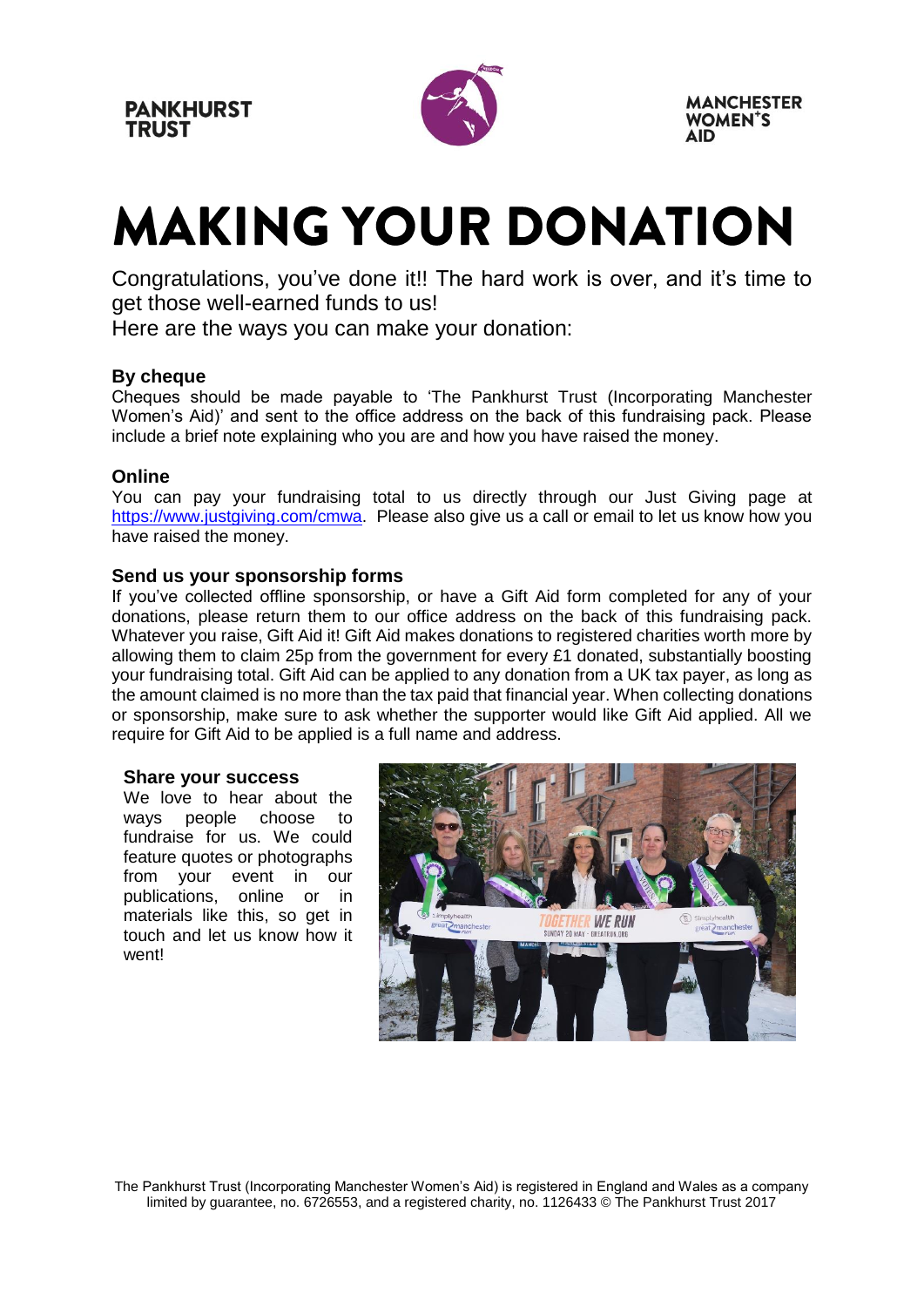PANKHURST TRUST

MANCHESTER WOMEN'S AID

# MAKING YOUR DONATION

Congratulations, you've done it!! The hard work is over, and it's time to get those well-earned funds to us!
Here are the ways you can make your donation:

### By cheque

Cheques should be made payable to 'The Pankhurst Trust (Incorporating Manchester Women's Aid)' and sent to the office address on the back of this fundraising pack. Please include a brief note explaining who you are and how you have raised the money.

### Online

You can pay your fundraising total to us directly through our Just Giving page at https://www.justgiving.com/cmwa. Please also give us a call or email to let us know how you have raised the money.

### Send us your sponsorship forms

If you've collected offline sponsorship, or have a Gift Aid form completed for any of your donations, please return them to our office address on the back of this fundraising pack. Whatever you raise, Gift Aid it! Gift Aid makes donations to registered charities worth more by allowing them to claim 25p from the government for every £1 donated, substantially boosting your fundraising total. Gift Aid can be applied to any donation from a UK tax payer, as long as the amount claimed is no more than the tax paid that financial year. When collecting donations or sponsorship, make sure to ask whether the supporter would like Gift Aid applied. All we require for Gift Aid to be applied is a full name and address.

### Share your success

We love to hear about the ways people choose to fundraise for us. We could feature quotes or photographs from your event in our publications, online or in materials like this, so get in touch and let us know how it went!

The Pankhurst Trust (Incorporating Manchester Women's Aid) is registered in England and Wales as a company limited by guarantee, no. 6726553, and a registered charity, no. 1126433 © The Pankhurst Trust 2017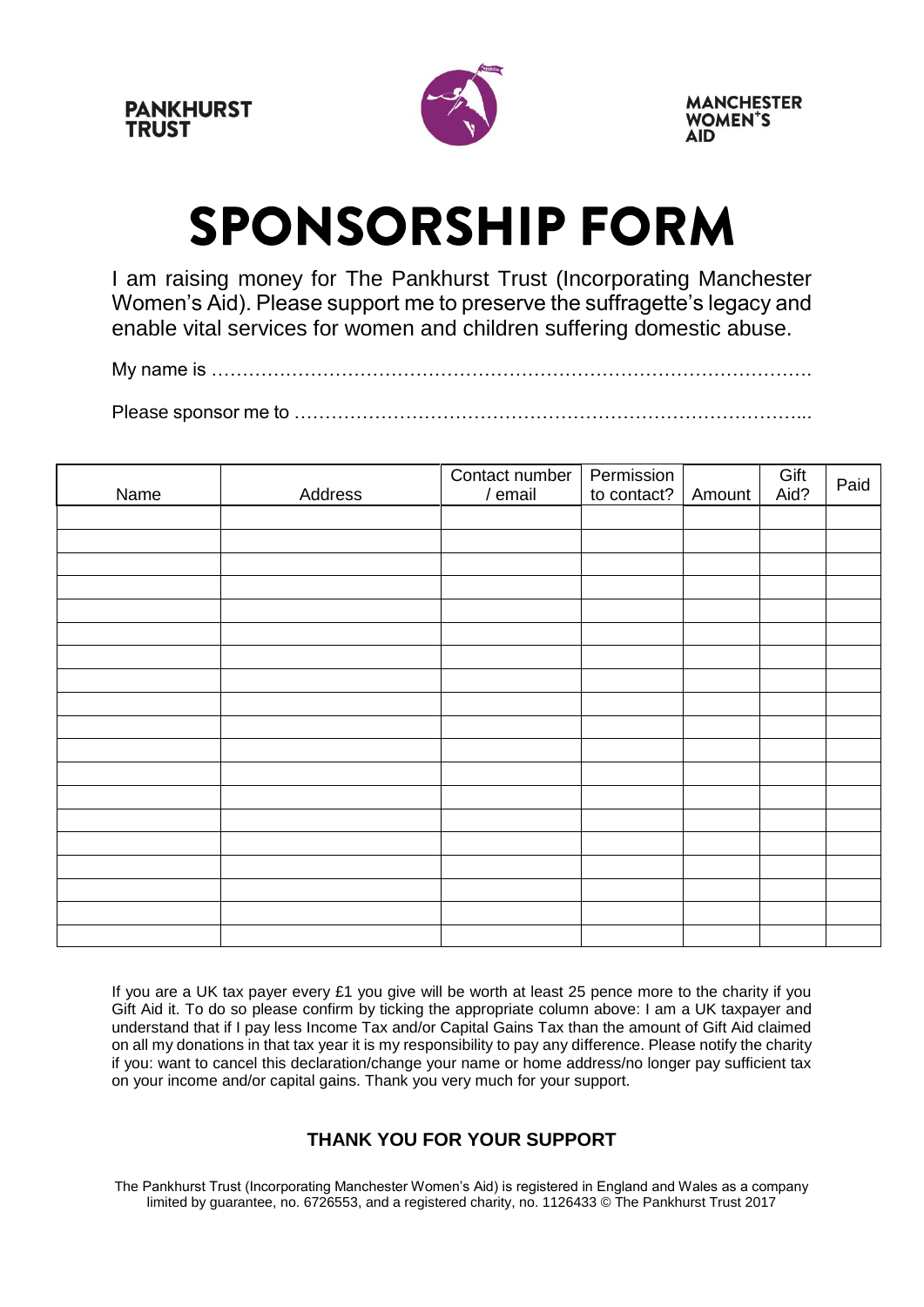PANKHURST TRUST

MANCHESTER WOMEN'S AID

# SPONSORSHIP FORM

I am raising money for The Pankhurst Trust (Incorporating Manchester Women's Aid). Please support me to preserve the suffragette's legacy and enable vital services for women and children suffering domestic abuse.

My name is ……………………………………………………………………………………

Please sponsor me to …………………………………………………………………………...

| Name | Address | Contact number / email | Permission to contact? | Amount | Gift Aid? | Paid |
|---|---|---|---|---|---|---|
| | | | | | | |
| | | | | | | |
| | | | | | | |
| | | | | | | |
| | | | | | | |
| | | | | | | |
| | | | | | | |
| | | | | | | |
| | | | | | | |
| | | | | | | |
| | | | | | | |
| | | | | | | |
| | | | | | | |
| | | | | | | |
| | | | | | | |
| | | | | | | |
| | | | | | | |
| | | | | | | |
| | | | | | | |

If you are a UK tax payer every £1 you give will be worth at least 25 pence more to the charity if you Gift Aid it. To do so please confirm by ticking the appropriate column above: I am a UK taxpayer and understand that if I pay less Income Tax and/or Capital Gains Tax than the amount of Gift Aid claimed on all my donations in that tax year it is my responsibility to pay any difference. Please notify the charity if you: want to cancel this declaration/change your name or home address/no longer pay sufficient tax on your income and/or capital gains. Thank you very much for your support.

**THANK YOU FOR YOUR SUPPORT**

The Pankhurst Trust (Incorporating Manchester Women's Aid) is registered in England and Wales as a company limited by guarantee, no. 6726553, and a registered charity, no. 1126433 © The Pankhurst Trust 2017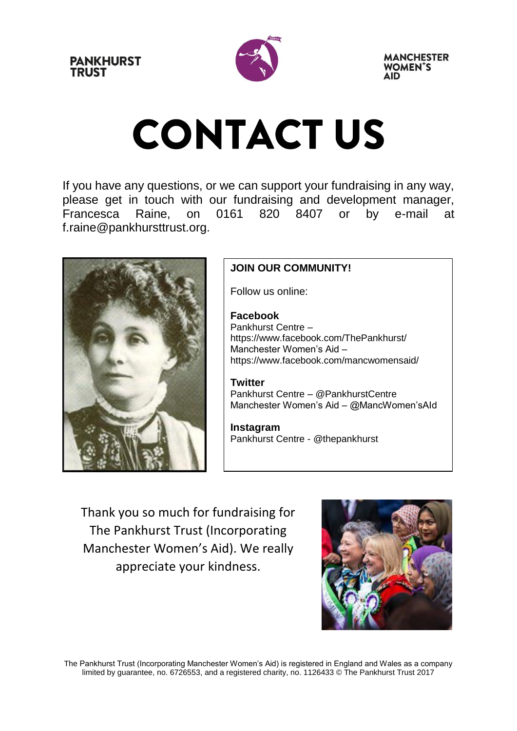PANKHURST TRUST

MANCHESTER WOMEN'S AID

# CONTACT US

If you have any questions, or we can support your fundraising in any way, please get in touch with our fundraising and development manager, Francesca Raine, on 0161 820 8407 or by e-mail at f.raine@pankhursttrust.org.

**JOIN OUR COMMUNITY!**

Follow us online:

**Facebook**
Pankhurst Centre – https://www.facebook.com/ThePankhurst/
Manchester Women's Aid – https://www.facebook.com/mancwomensaid/

**Twitter**
Pankhurst Centre – @PankhurstCentre
Manchester Women's Aid – @MancWomen'sAId

**Instagram**
Pankhurst Centre - @thepankhurst

Thank you so much for fundraising for The Pankhurst Trust (Incorporating Manchester Women's Aid). We really appreciate your kindness.

The Pankhurst Trust (Incorporating Manchester Women's Aid) is registered in England and Wales as a company limited by guarantee, no. 6726553, and a registered charity, no. 1126433 © The Pankhurst Trust 2017